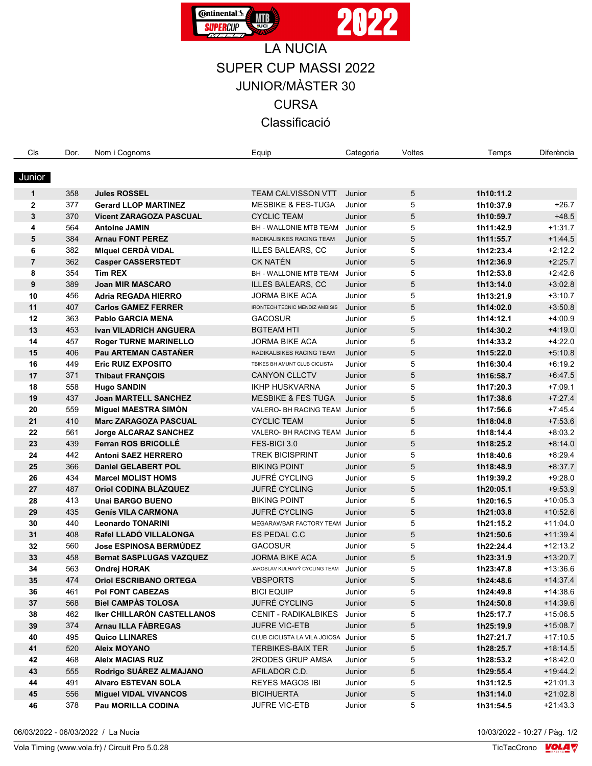# LA NUCIA
## SUPER CUP MASSI 2022
## JUNIOR/MÀSTER 30
## CURSA
## Classificació

| Cls | Dor. | Nom i Cognoms | Equip | Categoria | Voltes | Temps | Diferència |
|---|---|---|---|---|---|---|---|
| **Junior** | | | | | | | |
| 1 | 358 | **Jules ROSSEL** | TEAM CALVISSON VTT | Junior | 5 | **1h10:11.2** | |
| 2 | 377 | **Gerard LLOP MARTINEZ** | MESBIKE & FES-TUGA | Junior | 5 | **1h10:37.9** | +26.7 |
| 3 | 370 | **Vicent ZARAGOZA PASCUAL** | CYCLIC TEAM | Junior | 5 | **1h10:59.7** | +48.5 |
| 4 | 564 | **Antoine JAMIN** | BH - WALLONIE MTB TEAM | Junior | 5 | **1h11:42.9** | +1:31.7 |
| 5 | 384 | **Arnau FONT PEREZ** | RADIKALBIKES RACING TEAM | Junior | 5 | **1h11:55.7** | +1:44.5 |
| 6 | 382 | **Miquel CERDÀ VIDAL** | ILLES BALEARS, CC | Junior | 5 | **1h12:23.4** | +2:12.2 |
| 7 | 362 | **Casper CASSERSTEDT** | CK NATÉN | Junior | 5 | **1h12:36.9** | +2:25.7 |
| 8 | 354 | **Tim REX** | BH - WALLONIE MTB TEAM | Junior | 5 | **1h12:53.8** | +2:42.6 |
| 9 | 389 | **Joan MIR MASCARO** | ILLES BALEARS, CC | Junior | 5 | **1h13:14.0** | +3:02.8 |
| 10 | 456 | **Adria REGADA HIERRO** | JORMA BIKE ACA | Junior | 5 | **1h13:21.9** | +3:10.7 |
| 11 | 407 | **Carlos GAMEZ FERRER** | IRONTECH TECNIC MENDIZ AMBISIS | Junior | 5 | **1h14:02.0** | +3:50.8 |
| 12 | 363 | **Pablo GARCIA MENA** | GACOSUR | Junior | 5 | **1h14:12.1** | +4:00.9 |
| 13 | 453 | **Ivan VILADRICH ANGUERA** | BGTEAM HTI | Junior | 5 | **1h14:30.2** | +4:19.0 |
| 14 | 457 | **Roger TURNE MARINELLO** | JORMA BIKE ACA | Junior | 5 | **1h14:33.2** | +4:22.0 |
| 15 | 406 | **Pau ARTEMAN CASTAÑER** | RADIKALBIKES RACING TEAM | Junior | 5 | **1h15:22.0** | +5:10.8 |
| 16 | 449 | **Eric RUIZ EXPOSITO** | TBIKES BH AMUNT CLUB CICLISTA | Junior | 5 | **1h16:30.4** | +6:19.2 |
| 17 | 371 | **Thibaut FRANÇOIS** | CANYON CLLCTV | Junior | 5 | **1h16:58.7** | +6:47.5 |
| 18 | 558 | **Hugo SANDIN** | IKHP HUSKVARNA | Junior | 5 | **1h17:20.3** | +7:09.1 |
| 19 | 437 | **Joan MARTELL SANCHEZ** | MESBIKE & FES TUGA | Junior | 5 | **1h17:38.6** | +7:27.4 |
| 20 | 559 | **Miguel MAESTRA SIMÓN** | VALERO- BH RACING TEAM | Junior | 5 | **1h17:56.6** | +7:45.4 |
| 21 | 410 | **Marc ZARAGOZA PASCUAL** | CYCLIC TEAM | Junior | 5 | **1h18:04.8** | +7:53.6 |
| 22 | 561 | **Jorge ALCARAZ SANCHEZ** | VALERO- BH RACING TEAM | Junior | 5 | **1h18:14.4** | +8:03.2 |
| 23 | 439 | **Ferran ROS BRICOLLÉ** | FES-BICI 3.0 | Junior | 5 | **1h18:25.2** | +8:14.0 |
| 24 | 442 | **Antoni SAEZ HERRERO** | TREK BICISPRINT | Junior | 5 | **1h18:40.6** | +8:29.4 |
| 25 | 366 | **Daniel GELABERT POL** | BIKING POINT | Junior | 5 | **1h18:48.9** | +8:37.7 |
| 26 | 434 | **Marcel MOLIST HOMS** | JUFRÉ CYCLING | Junior | 5 | **1h19:39.2** | +9:28.0 |
| 27 | 487 | **Oriol CODINA BLÁZQUEZ** | JUFRÉ CYCLING | Junior | 5 | **1h20:05.1** | +9:53.9 |
| 28 | 413 | **Unai BARGO BUENO** | BIKING POINT | Junior | 5 | **1h20:16.5** | +10:05.3 |
| 29 | 435 | **Genís VILA CARMONA** | JUFRÉ CYCLING | Junior | 5 | **1h21:03.8** | +10:52.6 |
| 30 | 440 | **Leonardo TONARINI** | MEGARAWBAR FACTORY TEAM | Junior | 5 | **1h21:15.2** | +11:04.0 |
| 31 | 408 | **Rafel LLADÓ VILLALONGA** | ES PEDAL C.C | Junior | 5 | **1h21:50.6** | +11:39.4 |
| 32 | 560 | **Jose ESPINOSA BERMÚDEZ** | GACOSUR | Junior | 5 | **1h22:24.4** | +12:13.2 |
| 33 | 458 | **Bernat SASPLUGAS VAZQUEZ** | JORMA BIKE ACA | Junior | 5 | **1h23:31.9** | +13:20.7 |
| 34 | 563 | **Ondrej HORAK** | JAROSLAV KULHAVÝ CYCLING TEAM | Junior | 5 | **1h23:47.8** | +13:36.6 |
| 35 | 474 | **Oriol ESCRIBANO ORTEGA** | VBSPORTS | Junior | 5 | **1h24:48.6** | +14:37.4 |
| 36 | 461 | **Pol FONT CABEZAS** | BICI EQUIP | Junior | 5 | **1h24:49.8** | +14:38.6 |
| 37 | 568 | **Biel CAMPÀS TOLOSA** | JUFRÉ CYCLING | Junior | 5 | **1h24:50.8** | +14:39.6 |
| 38 | 462 | **Iker CHILLARÓN CASTELLANOS** | CENIT - RADIKALBIKES | Junior | 5 | **1h25:17.7** | +15:06.5 |
| 39 | 374 | **Arnau ILLA FÀBREGAS** | JUFRE VIC-ETB | Junior | 5 | **1h25:19.9** | +15:08.7 |
| 40 | 495 | **Quico LLINARES** | CLUB CICLISTA LA VILA JOIOSA | Junior | 5 | **1h27:21.7** | +17:10.5 |
| 41 | 520 | **Aleix MOYANO** | TERBIKES-BAIX TER | Junior | 5 | **1h28:25.7** | +18:14.5 |
| 42 | 468 | **Aleix MACIAS RUZ** | 2RODES GRUP AMSA | Junior | 5 | **1h28:53.2** | +18:42.0 |
| 43 | 555 | **Rodrigo SUÁREZ ALMAJANO** | AFILADOR C.D. | Junior | 5 | **1h29:55.4** | +19:44.2 |
| 44 | 491 | **Alvaro ESTEVAN SOLA** | REYES MAGOS IBI | Junior | 5 | **1h31:12.5** | +21:01.3 |
| 45 | 556 | **Miguel VIDAL VIVANCOS** | BICIHUERTA | Junior | 5 | **1h31:14.0** | +21:02.8 |
| 46 | 378 | **Pau MORILLA CODINA** | JUFRE VIC-ETB | Junior | 5 | **1h31:54.5** | +21:43.3 |

06/03/2022 - 06/03/2022 / La Nucia

10/03/2022 - 10:27

Vola Timing (www.vola.fr) / Circuit Pro 5.0.28

TicTacCrono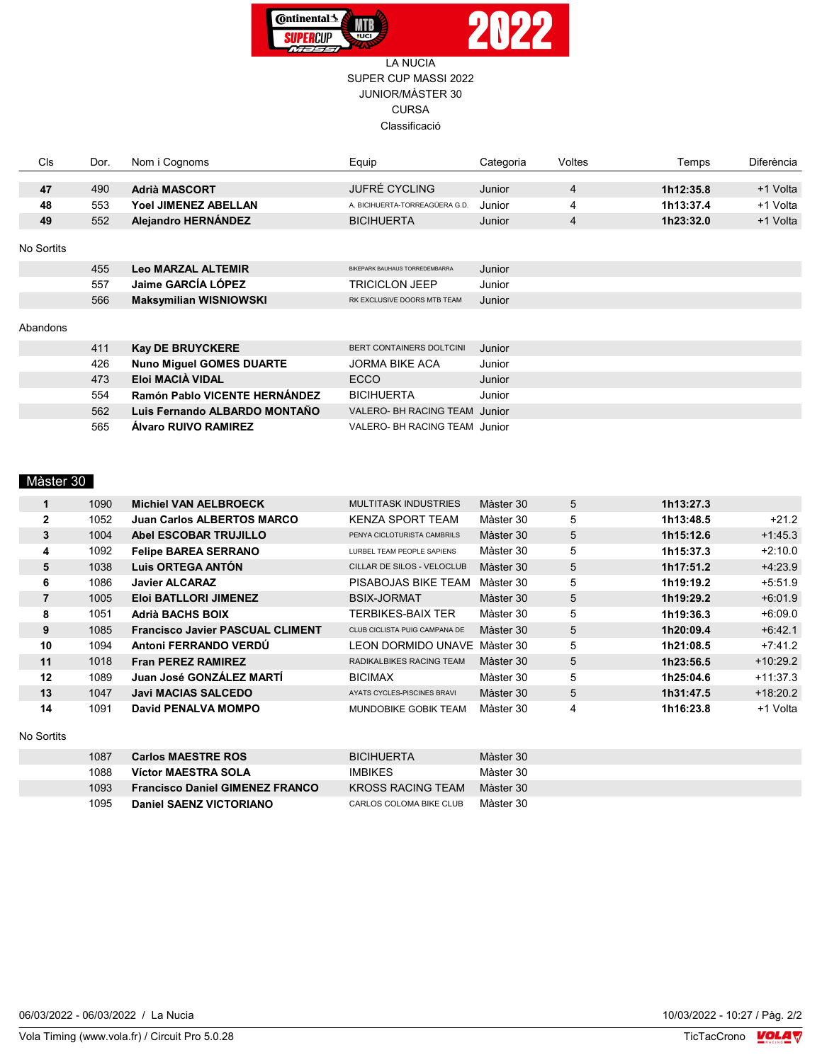LA NUCIA
SUPER CUP MASSI 2022
JUNIOR/MÀSTER 30
CURSA
Classificació

| Cls | Dor. | Nom i Cognoms | Equip | Categoria | Voltes | Temps | Diferència |
|---|---|---|---|---|---|---|---|
| **47** | 490 | **Adrià MASCORT** | JUFRÉ CYCLING | Junior | 4 | **1h12:35.8** | +1 Volta |
| **48** | 553 | **Yoel JIMENEZ ABELLAN** | A. BICIHUERTA-TORREAGÜERA G.D. | Junior | 4 | **1h13:37.4** | +1 Volta |
| **49** | 552 | **Alejandro HERNÁNDEZ** | BICIHUERTA | Junior | 4 | **1h23:32.0** | +1 Volta |

No Sortits

| Cls | Dor. | Nom i Cognoms | Equip | Categoria | Voltes | Temps | Diferència |
|---|---|---|---|---|---|---|---|
| | 455 | **Leo MARZAL ALTEMIR** | BIKEPARK BAUHAUS TORREDEMBARRA | Junior | | | |
| | 557 | **Jaime GARCÍA LÓPEZ** | TRICICLON JEEP | Junior | | | |
| | 566 | **Maksymilian WISNIOWSKI** | RK EXCLUSIVE DOORS MTB TEAM | Junior | | | |

Abandons

| Cls | Dor. | Nom i Cognoms | Equip | Categoria | Voltes | Temps | Diferència |
|---|---|---|---|---|---|---|---|
| | 411 | **Kay DE BRUYCKERE** | BERT CONTAINERS DOLTCINI | Junior | | | |
| | 426 | **Nuno Miguel GOMES DUARTE** | JORMA BIKE ACA | Junior | | | |
| | 473 | **Eloi MACIÀ VIDAL** | ECCO | Junior | | | |
| | 554 | **Ramón Pablo VICENTE HERNÁNDEZ** | BICIHUERTA | Junior | | | |
| | 562 | **Luis Fernando ALBARDO MONTAÑO** | VALERO- BH RACING TEAM | Junior | | | |
| | 565 | **Álvaro RUIVO RAMIREZ** | VALERO- BH RACING TEAM | Junior | | | |

## Màster 30

| Cls | Dor. | Nom i Cognoms | Equip | Categoria | Voltes | Temps | Diferència |
|---|---|---|---|---|---|---|---|
| **1** | 1090 | **Michiel VAN AELBROECK** | MULTITASK INDUSTRIES | Màster 30 | 5 | **1h13:27.3** | |
| **2** | 1052 | **Juan Carlos ALBERTOS MARCO** | KENZA SPORT TEAM | Màster 30 | 5 | **1h13:48.5** | +21.2 |
| **3** | 1004 | **Abel ESCOBAR TRUJILLO** | PENYA CICLOTURISTA CAMBRILS | Màster 30 | 5 | **1h15:12.6** | +1:45.3 |
| **4** | 1092 | **Felipe BAREA SERRANO** | LURBEL TEAM PEOPLE SAPIENS | Màster 30 | 5 | **1h15:37.3** | +2:10.0 |
| **5** | 1038 | **Luis ORTEGA ANTÓN** | CILLAR DE SILOS - VELOCLUB | Màster 30 | 5 | **1h17:51.2** | +4:23.9 |
| **6** | 1086 | **Javier ALCARAZ** | PISABOJAS BIKE TEAM | Màster 30 | 5 | **1h19:19.2** | +5:51.9 |
| **7** | 1005 | **Eloi BATLLORI JIMENEZ** | BSIX-JORMAT | Màster 30 | 5 | **1h19:29.2** | +6:01.9 |
| **8** | 1051 | **Adrià BACHS BOIX** | TERBIKES-BAIX TER | Màster 30 | 5 | **1h19:36.3** | +6:09.0 |
| **9** | 1085 | **Francisco Javier PASCUAL CLIMENT** | CLUB CICLISTA PUIG CAMPANA DE | Màster 30 | 5 | **1h20:09.4** | +6:42.1 |
| **10** | 1094 | **Antoni FERRANDO VERDÚ** | LEON DORMIDO UNAVE | Màster 30 | 5 | **1h21:08.5** | +7:41.2 |
| **11** | 1018 | **Fran PEREZ RAMIREZ** | RADIKALBIKES RACING TEAM | Màster 30 | 5 | **1h23:56.5** | +10:29.2 |
| **12** | 1089 | **Juan José GONZÁLEZ MARTÍ** | BICIMAX | Màster 30 | 5 | **1h25:04.6** | +11:37.3 |
| **13** | 1047 | **Javi MACIAS SALCEDO** | AYATS CYCLES-PISCINES BRAVI | Màster 30 | 5 | **1h31:47.5** | +18:20.2 |
| **14** | 1091 | **David PENALVA MOMPO** | MUNDOBIKE GOBIK TEAM | Màster 30 | 4 | **1h16:23.8** | +1 Volta |

No Sortits

| Cls | Dor. | Nom i Cognoms | Equip | Categoria | Voltes | Temps | Diferència |
|---|---|---|---|---|---|---|---|
| | 1087 | **Carlos MAESTRE ROS** | BICIHUERTA | Màster 30 | | | |
| | 1088 | **Víctor MAESTRA SOLA** | IMBIKES | Màster 30 | | | |
| | 1093 | **Francisco Daniel GIMENEZ FRANCO** | KROSS RACING TEAM | Màster 30 | | | |
| | 1095 | **Daniel SAENZ VICTORIANO** | CARLOS COLOMA BIKE CLUB | Màster 30 | | | |

06/03/2022 - 06/03/2022 / La Nucia

10/03/2022 - 10:27

Vola Timing (www.vola.fr) / Circuit Pro 5.0.28

TicTacCrono